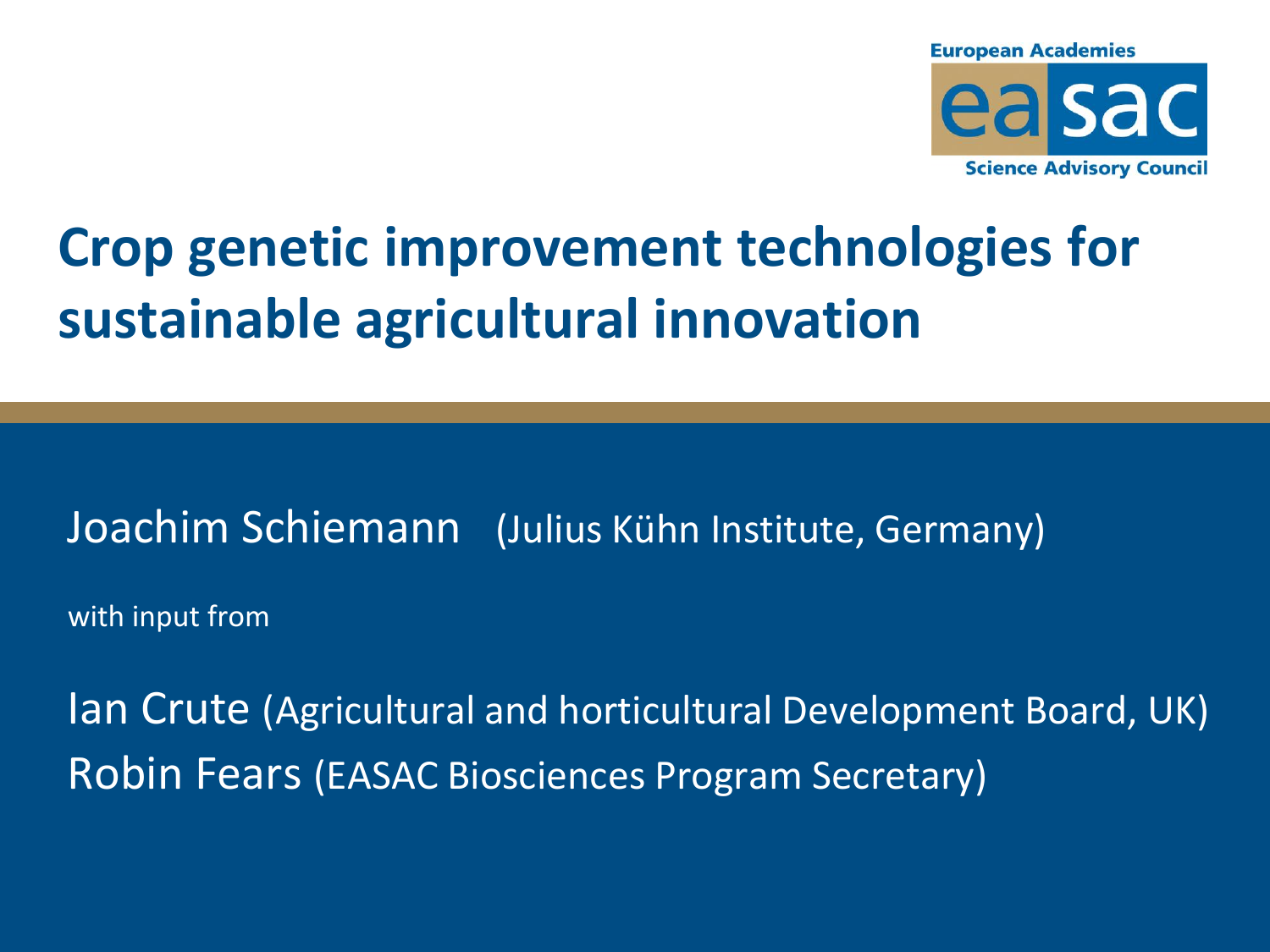European Academies

easac

Science Advisory Council

# Crop genetic improvement technologies for sustainable agricultural innovation

Joachim Schiemann (Julius Kühn Institute, Germany)

with input from

Ian Crute (Agricultural and horticultural Development Board, UK)

Robin Fears (EASAC Biosciences Program Secretary)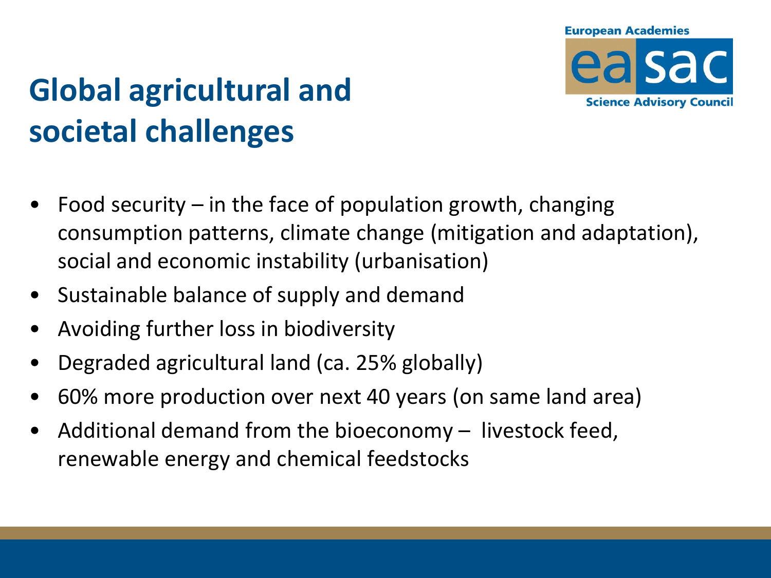# Global agricultural and societal challenges

- Food security – in the face of population growth, changing consumption patterns, climate change (mitigation and adaptation), social and economic instability (urbanisation)
- Sustainable balance of supply and demand
- Avoiding further loss in biodiversity
- Degraded agricultural land (ca. 25% globally)
- 60% more production over next 40 years (on same land area)
- Additional demand from the bioeconomy – livestock feed, renewable energy and chemical feedstocks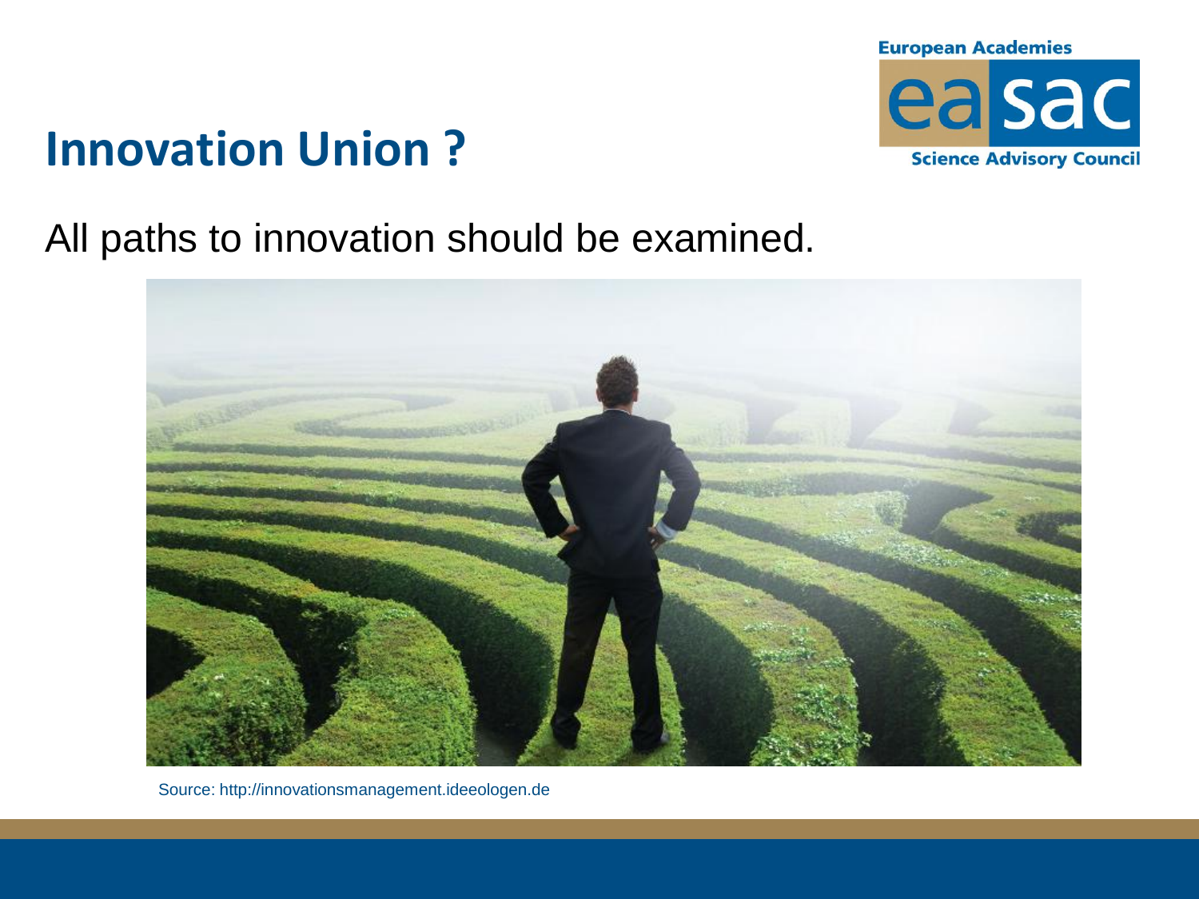# Innovation Union ?

All paths to innovation should be examined.

Source: http://innovationsmanagement.ideeologen.de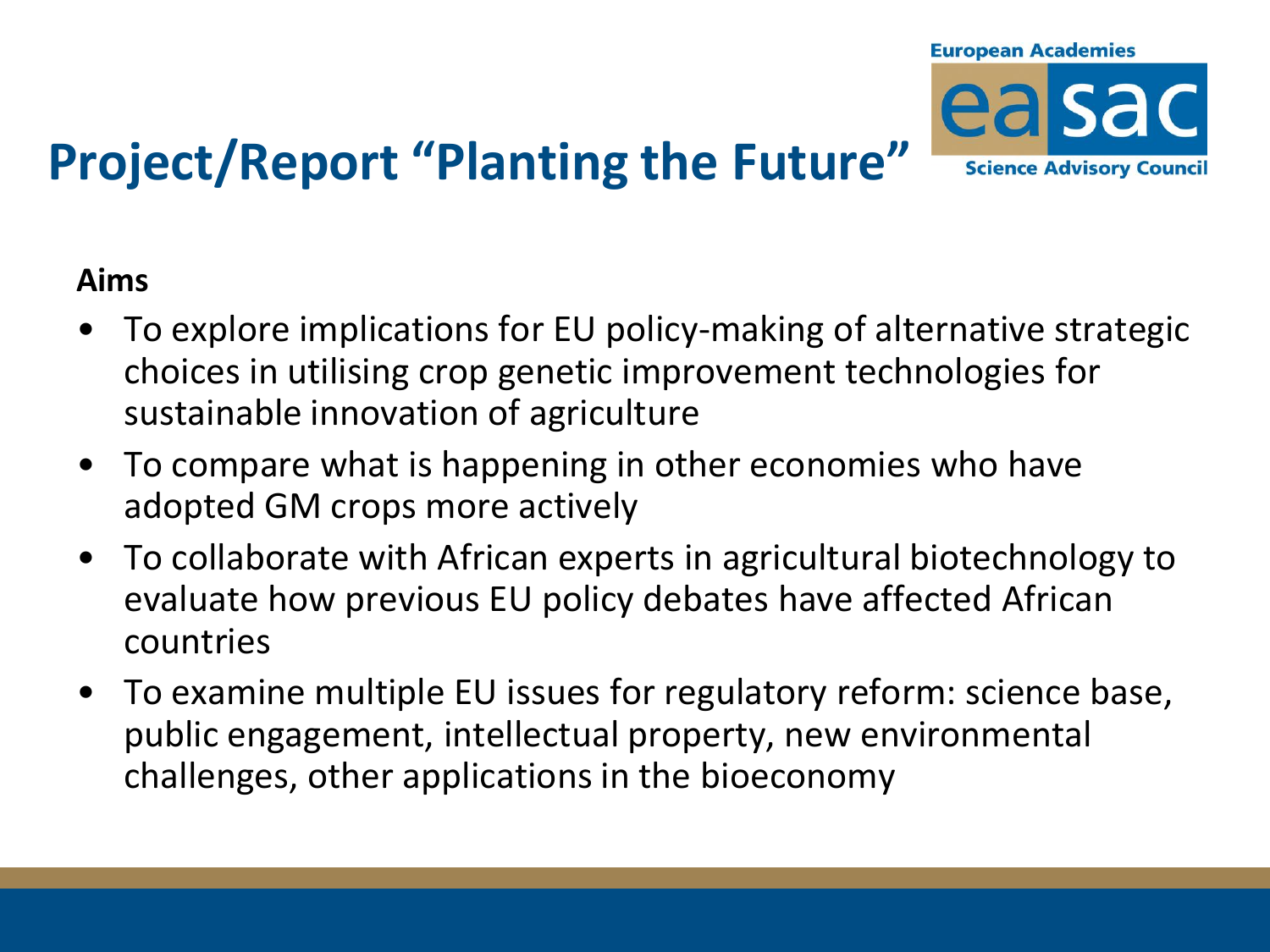# Project/Report "Planting the Future"

**Aims**

- To explore implications for EU policy-making of alternative strategic choices in utilising crop genetic improvement technologies for sustainable innovation of agriculture
- To compare what is happening in other economies who have adopted GM crops more actively
- To collaborate with African experts in agricultural biotechnology to evaluate how previous EU policy debates have affected African countries
- To examine multiple EU issues for regulatory reform: science base, public engagement, intellectual property, new environmental challenges, other applications in the bioeconomy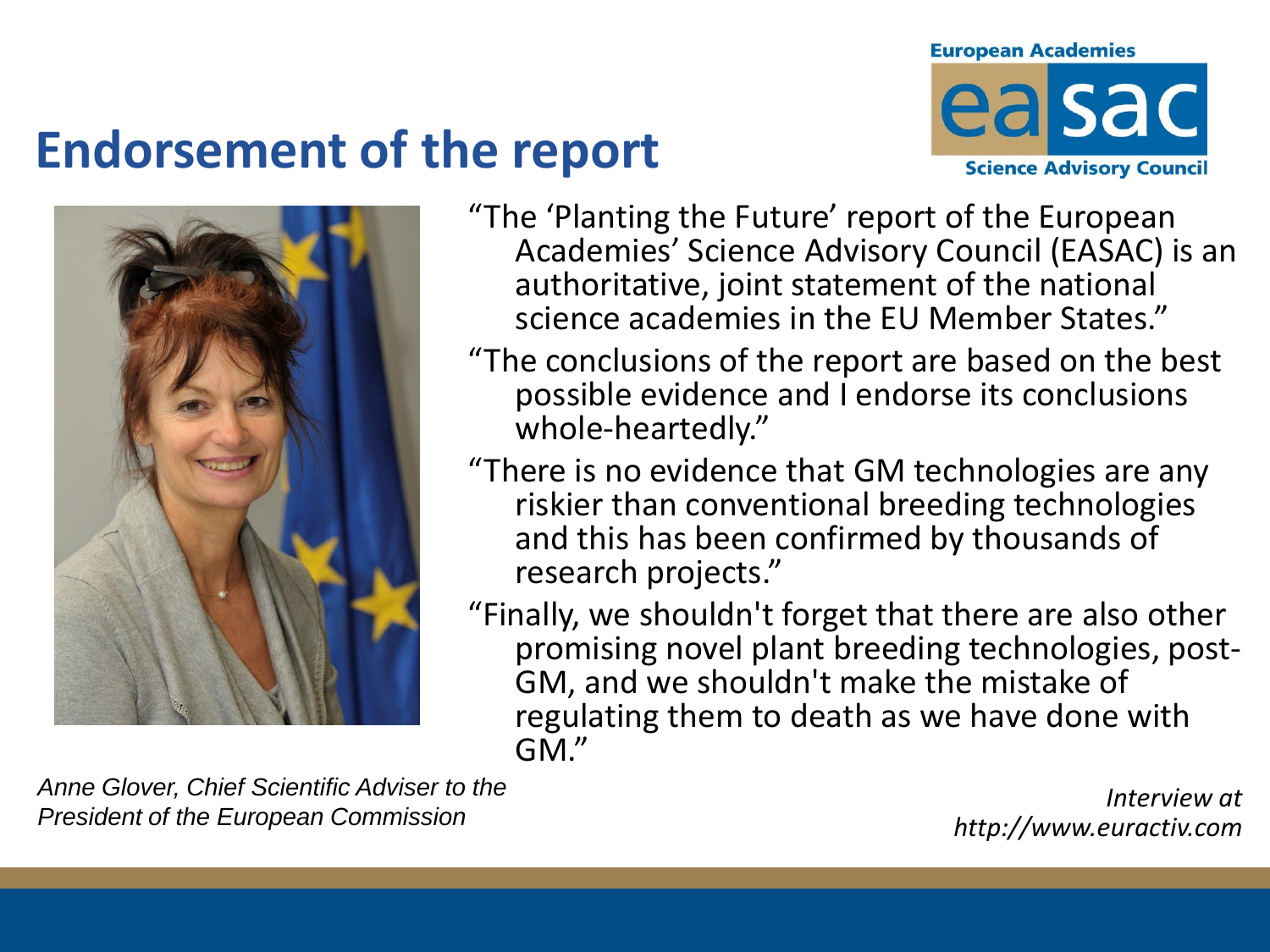# Endorsement of the report

European Academies **easac** Science Advisory Council

"The 'Planting the Future' report of the European Academies' Science Advisory Council (EASAC) is an authoritative, joint statement of the national science academies in the EU Member States."

"The conclusions of the report are based on the best possible evidence and I endorse its conclusions whole-heartedly."

"There is no evidence that GM technologies are any riskier than conventional breeding technologies and this has been confirmed by thousands of research projects."

"Finally, we shouldn't forget that there are also other promising novel plant breeding technologies, post-GM, and we shouldn't make the mistake of regulating them to death as we have done with GM."

*Anne Glover, Chief Scientific Adviser to the President of the European Commission*

*Interview at http://www.euractiv.com*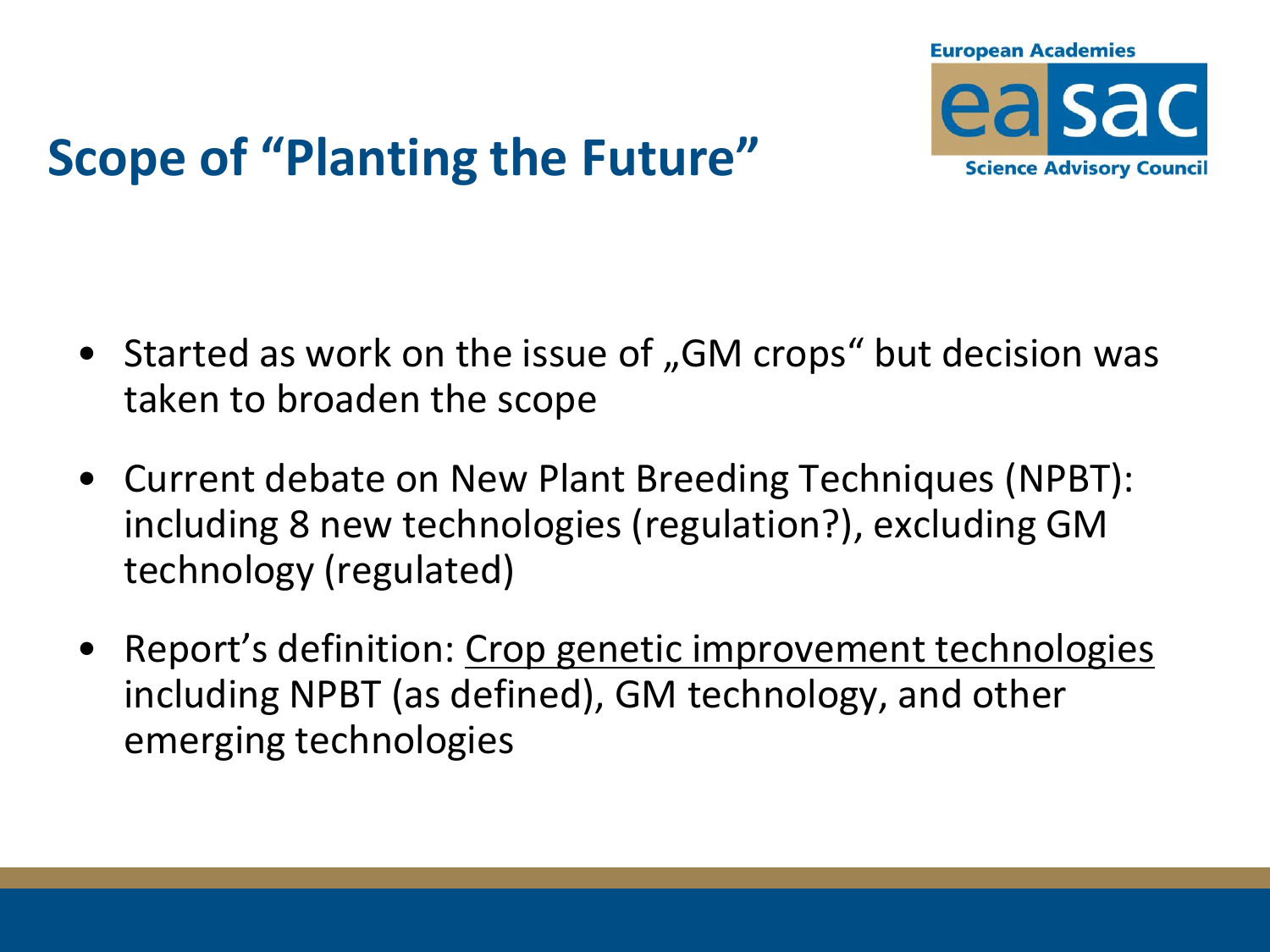# Scope of “Planting the Future”

- Started as work on the issue of „GM crops“ but decision was taken to broaden the scope
- Current debate on New Plant Breeding Techniques (NPBT): including 8 new technologies (regulation?), excluding GM technology (regulated)
- Report’s definition: <u>Crop genetic improvement technologies</u> including NPBT (as defined), GM technology, and other emerging technologies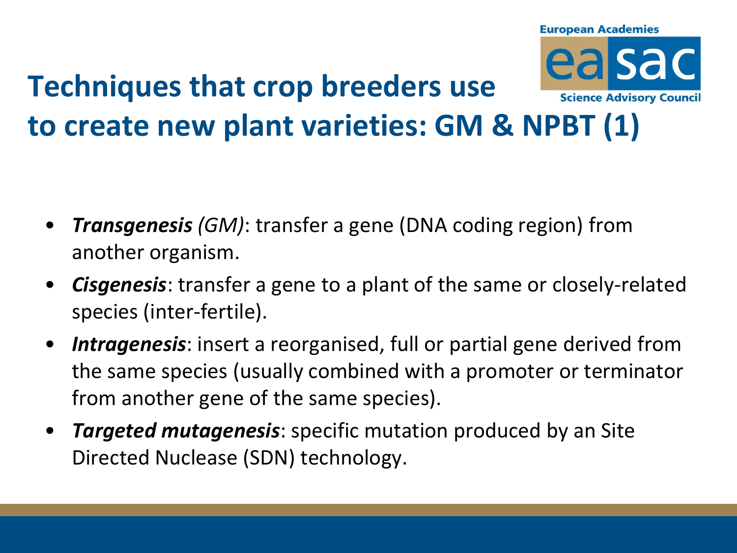# Techniques that crop breeders use to create new plant varieties: GM & NPBT (1)

- ***Transgenesis** (GM)*: transfer a gene (DNA coding region) from another organism.
- ***Cisgenesis***: transfer a gene to a plant of the same or closely-related species (inter-fertile).
- ***Intragenesis***: insert a reorganised, full or partial gene derived from the same species (usually combined with a promoter or terminator from another gene of the same species).
- ***Targeted mutagenesis***: specific mutation produced by an Site Directed Nuclease (SDN) technology.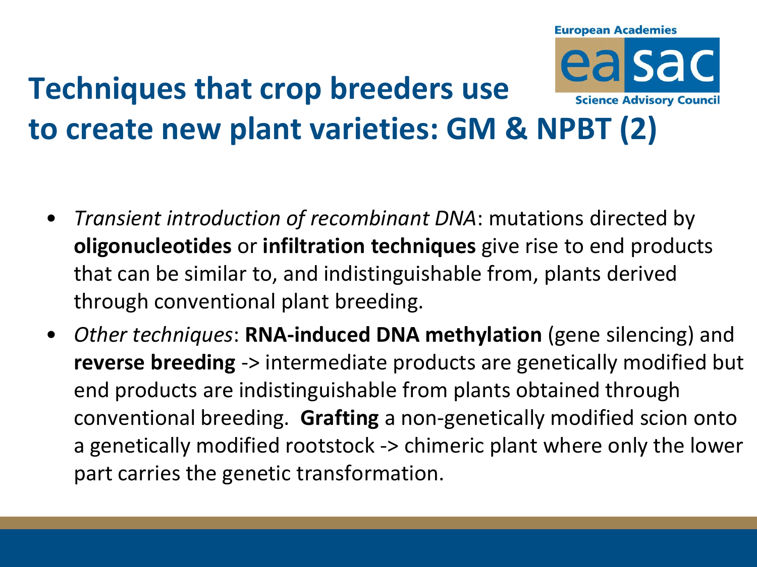# Techniques that crop breeders use to create new plant varieties: GM & NPBT (2)

- *Transient introduction of recombinant DNA*: mutations directed by **oligonucleotides** or **infiltration techniques** give rise to end products that can be similar to, and indistinguishable from, plants derived through conventional plant breeding.
- *Other techniques*: **RNA-induced DNA methylation** (gene silencing) and **reverse breeding** -> intermediate products are genetically modified but end products are indistinguishable from plants obtained through conventional breeding. **Grafting** a non-genetically modified scion onto a genetically modified rootstock -> chimeric plant where only the lower part carries the genetic transformation.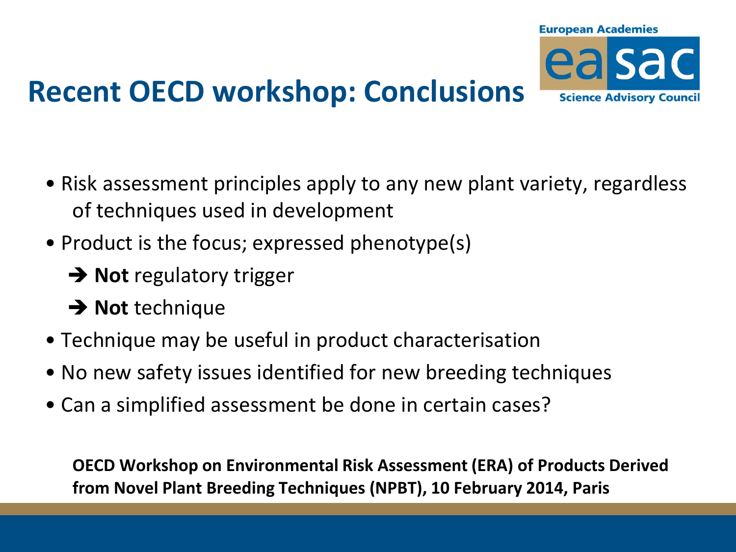# Recent OECD workshop: Conclusions

- Risk assessment principles apply to any new plant variety, regardless of techniques used in development
- Product is the focus; expressed phenotype(s)
  - ➔ **Not** regulatory trigger
  - ➔ **Not** technique
- Technique may be useful in product characterisation
- No new safety issues identified for new breeding techniques
- Can a simplified assessment be done in certain cases?

**OECD Workshop on Environmental Risk Assessment (ERA) of Products Derived from Novel Plant Breeding Techniques (NPBT), 10 February 2014, Paris**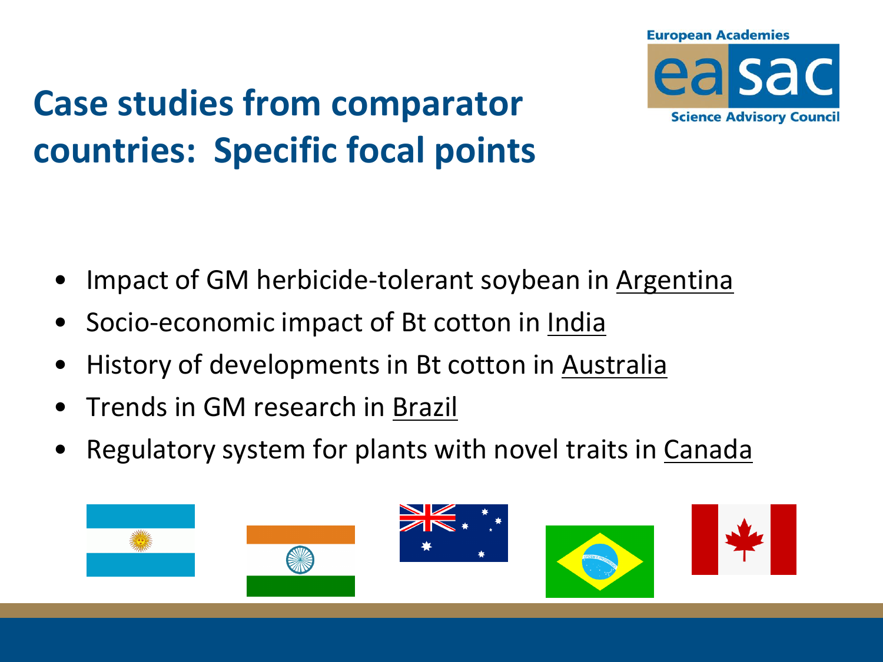# Case studies from comparator countries: Specific focal points

- Impact of GM herbicide-tolerant soybean in Argentina
- Socio-economic impact of Bt cotton in India
- History of developments in Bt cotton in Australia
- Trends in GM research in Brazil
- Regulatory system for plants with novel traits in Canada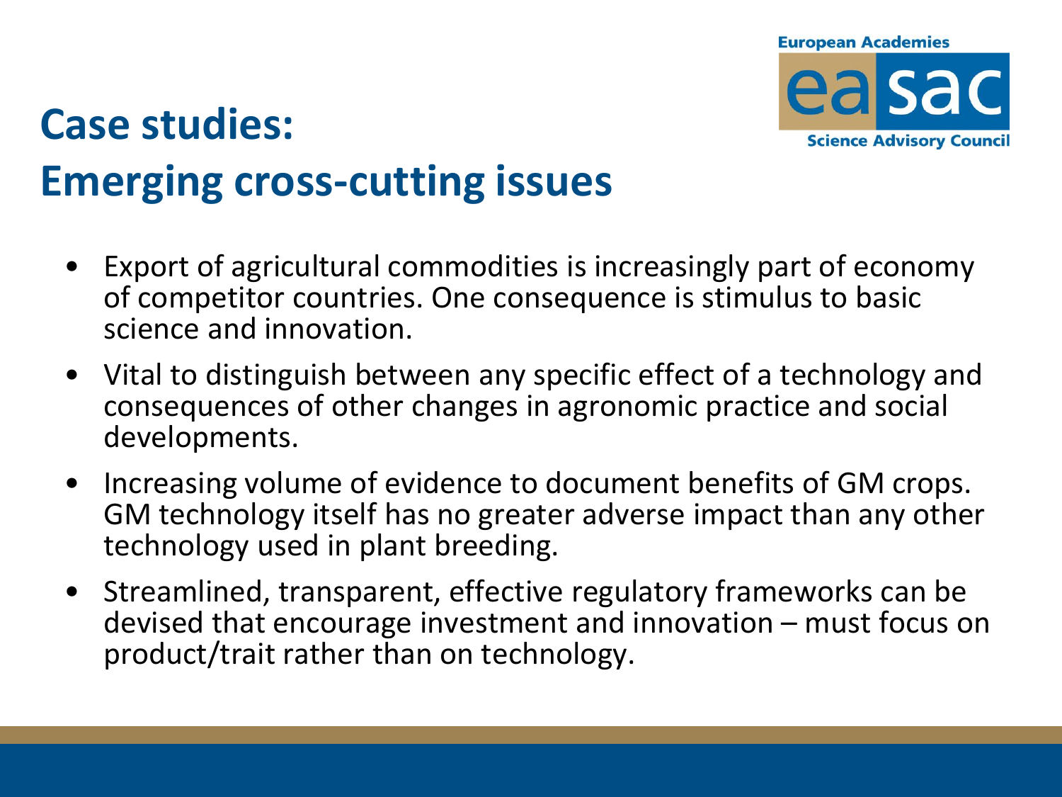# Case studies: Emerging cross-cutting issues

- Export of agricultural commodities is increasingly part of economy of competitor countries. One consequence is stimulus to basic science and innovation.
- Vital to distinguish between any specific effect of a technology and consequences of other changes in agronomic practice and social developments.
- Increasing volume of evidence to document benefits of GM crops. GM technology itself has no greater adverse impact than any other technology used in plant breeding.
- Streamlined, transparent, effective regulatory frameworks can be devised that encourage investment and innovation – must focus on product/trait rather than on technology.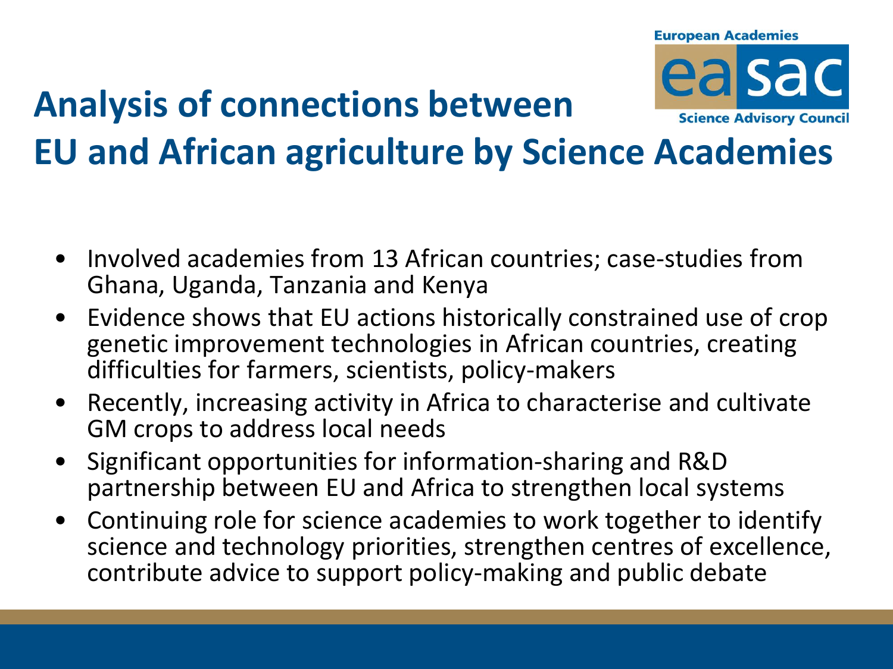# Analysis of connections between EU and African agriculture by Science Academies

European Academies

easac

Science Advisory Council

- Involved academies from 13 African countries; case-studies from Ghana, Uganda, Tanzania and Kenya
- Evidence shows that EU actions historically constrained use of crop genetic improvement technologies in African countries, creating difficulties for farmers, scientists, policy-makers
- Recently, increasing activity in Africa to characterise and cultivate GM crops to address local needs
- Significant opportunities for information-sharing and R&D partnership between EU and Africa to strengthen local systems
- Continuing role for science academies to work together to identify science and technology priorities, strengthen centres of excellence, contribute advice to support policy-making and public debate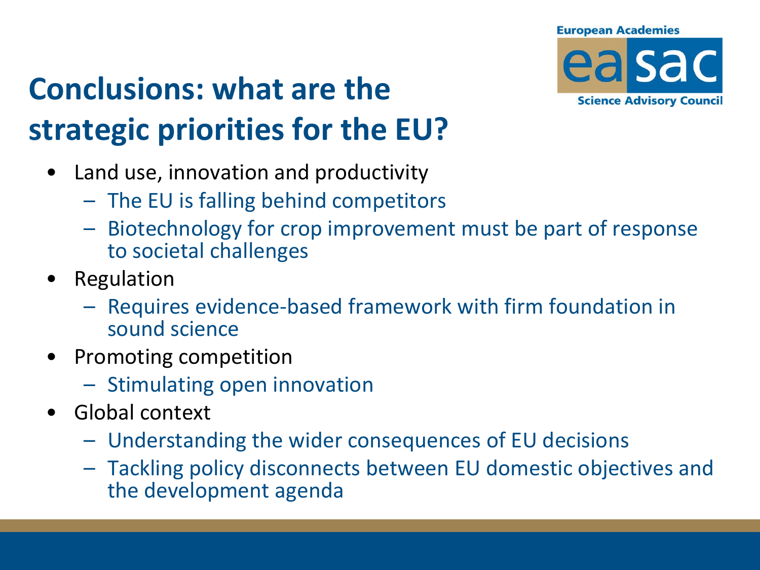# Conclusions: what are the strategic priorities for the EU?

- Land use, innovation and productivity
  - The EU is falling behind competitors
  - Biotechnology for crop improvement must be part of response to societal challenges
- Regulation
  - Requires evidence-based framework with firm foundation in sound science
- Promoting competition
  - Stimulating open innovation
- Global context
  - Understanding the wider consequences of EU decisions
  - Tackling policy disconnects between EU domestic objectives and the development agenda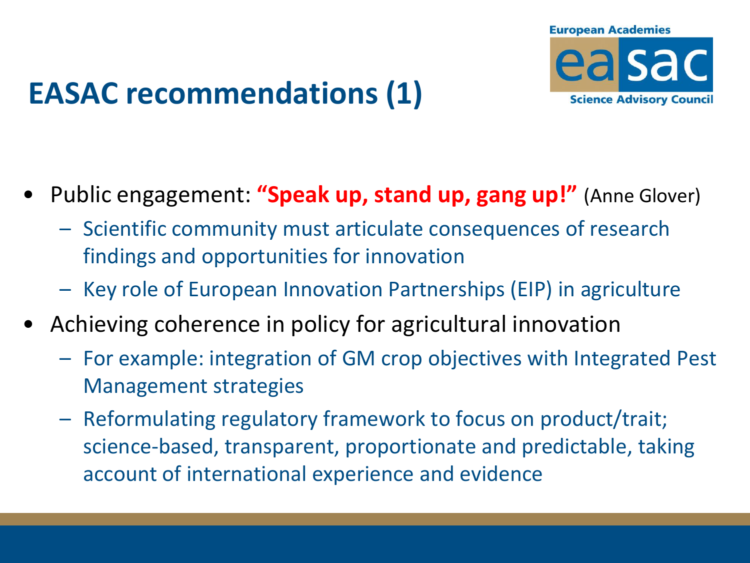# EASAC recommendations (1)

- Public engagement: **"Speak up, stand up, gang up!"** (Anne Glover)
  - Scientific community must articulate consequences of research findings and opportunities for innovation
  - Key role of European Innovation Partnerships (EIP) in agriculture
- Achieving coherence in policy for agricultural innovation
  - For example: integration of GM crop objectives with Integrated Pest Management strategies
  - Reformulating regulatory framework to focus on product/trait; science-based, transparent, proportionate and predictable, taking account of international experience and evidence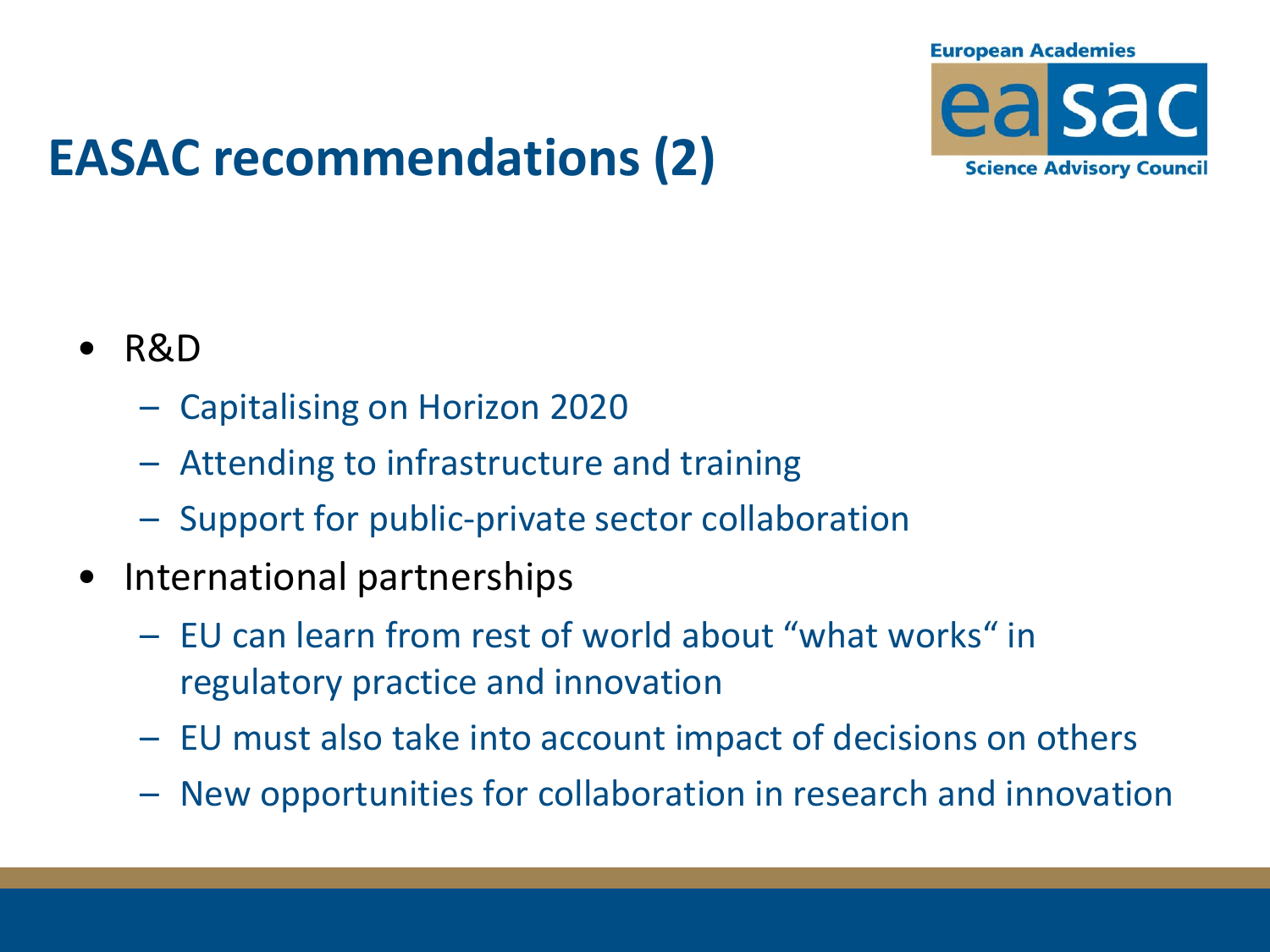# EASAC recommendations (2)

- R&D
  - Capitalising on Horizon 2020
  - Attending to infrastructure and training
  - Support for public-private sector collaboration
- International partnerships
  - EU can learn from rest of world about "what works" in regulatory practice and innovation
  - EU must also take into account impact of decisions on others
  - New opportunities for collaboration in research and innovation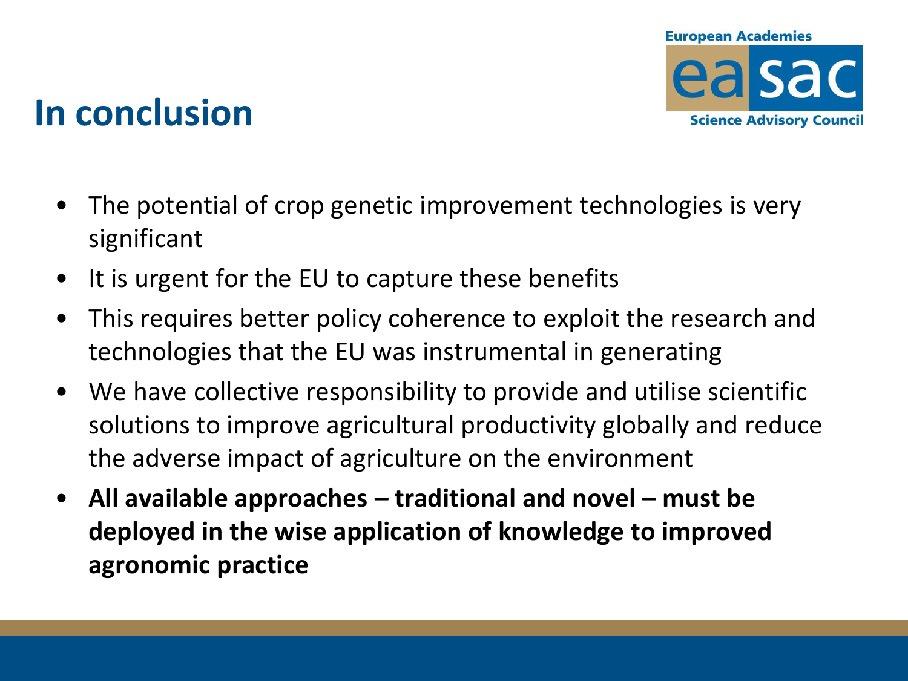# In conclusion

- The potential of crop genetic improvement technologies is very significant
- It is urgent for the EU to capture these benefits
- This requires better policy coherence to exploit the research and technologies that the EU was instrumental in generating
- We have collective responsibility to provide and utilise scientific solutions to improve agricultural productivity globally and reduce the adverse impact of agriculture on the environment
- **All available approaches – traditional and novel – must be deployed in the wise application of knowledge to improved agronomic practice**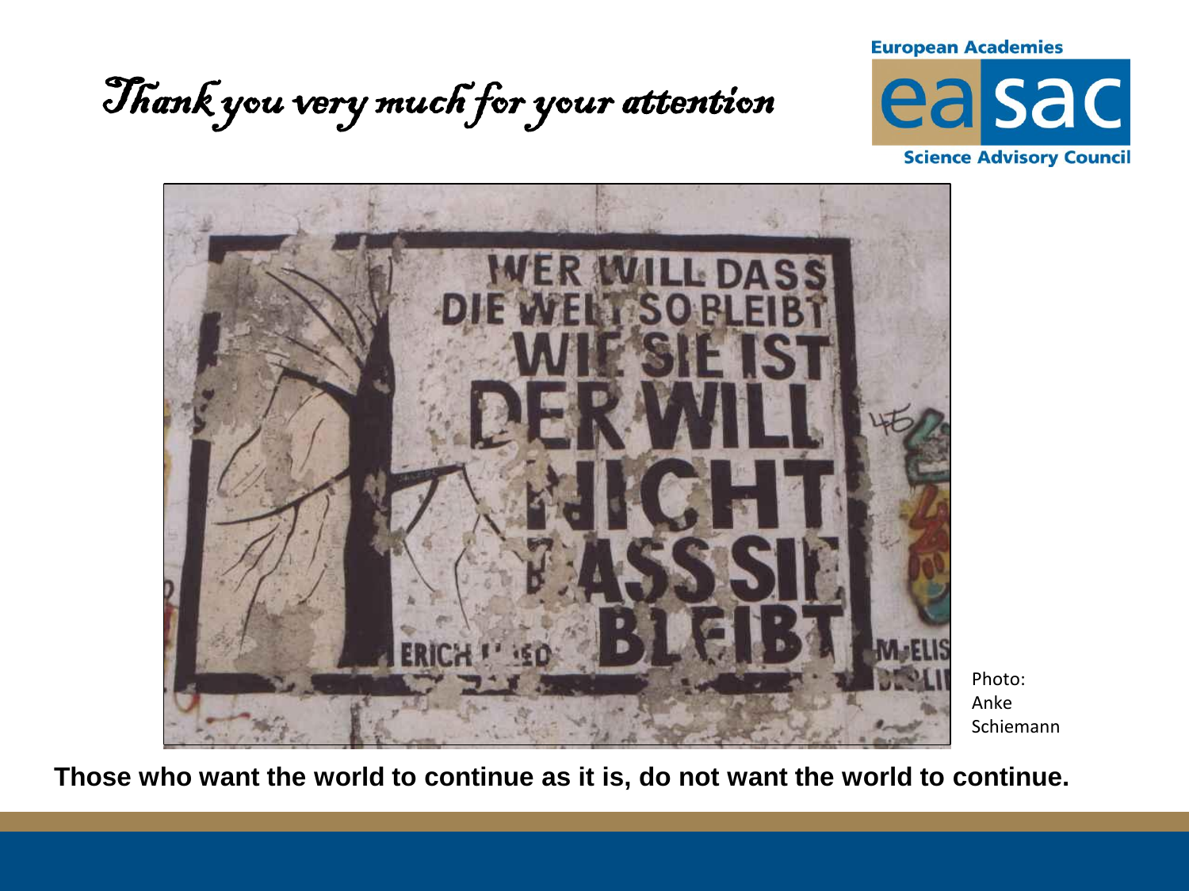*Thank you very much for your attention*

European Academies
easac
Science Advisory Council

Photo: Anke Schiemann

**Those who want the world to continue as it is, do not want the world to continue.**